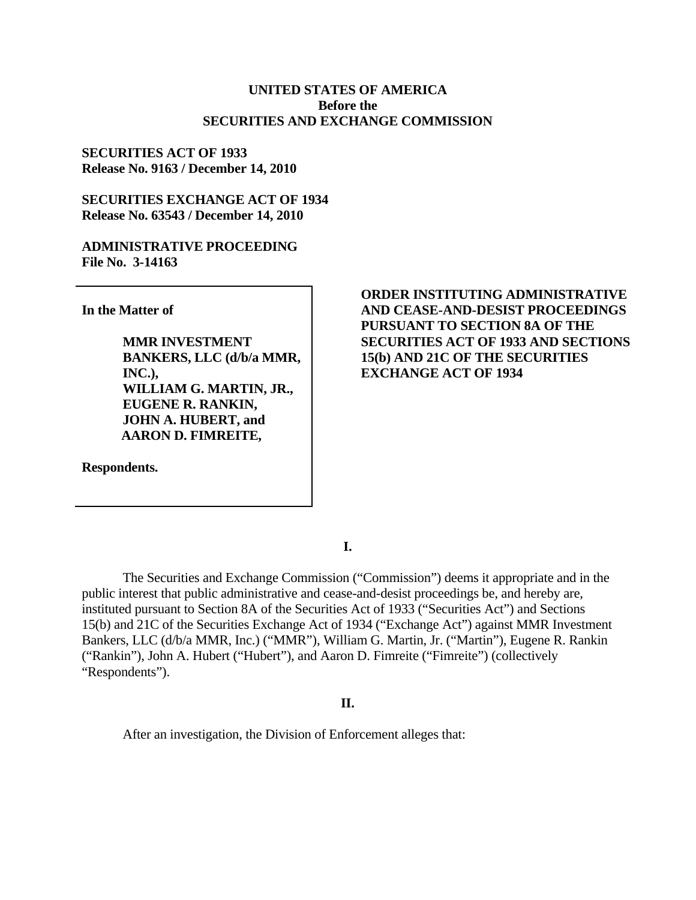**UNITED STATES OF AMERICA**
**Before the**
**SECURITIES AND EXCHANGE COMMISSION**

**SECURITIES ACT OF 1933**
**Release No. 9163 / December 14, 2010**

**SECURITIES EXCHANGE ACT OF 1934**
**Release No. 63543 / December 14, 2010**

**ADMINISTRATIVE PROCEEDING**
**File No. 3-14163**

**In the Matter of**

**MMR INVESTMENT BANKERS, LLC (d/b/a MMR, INC.),**
**WILLIAM G. MARTIN, JR.,**
**EUGENE R. RANKIN,**
**JOHN A. HUBERT, and**
**AARON D. FIMREITE,**

**Respondents.**

**ORDER INSTITUTING ADMINISTRATIVE AND CEASE-AND-DESIST PROCEEDINGS PURSUANT TO SECTION 8A OF THE SECURITIES ACT OF 1933 AND SECTIONS 15(b) AND 21C OF THE SECURITIES EXCHANGE ACT OF 1934**

**I.**

The Securities and Exchange Commission ("Commission") deems it appropriate and in the public interest that public administrative and cease-and-desist proceedings be, and hereby are, instituted pursuant to Section 8A of the Securities Act of 1933 ("Securities Act") and Sections 15(b) and 21C of the Securities Exchange Act of 1934 ("Exchange Act") against MMR Investment Bankers, LLC (d/b/a MMR, Inc.) ("MMR"), William G. Martin, Jr. ("Martin"), Eugene R. Rankin ("Rankin"), John A. Hubert ("Hubert"), and Aaron D. Fimreite ("Fimreite") (collectively "Respondents").

**II.**

After an investigation, the Division of Enforcement alleges that: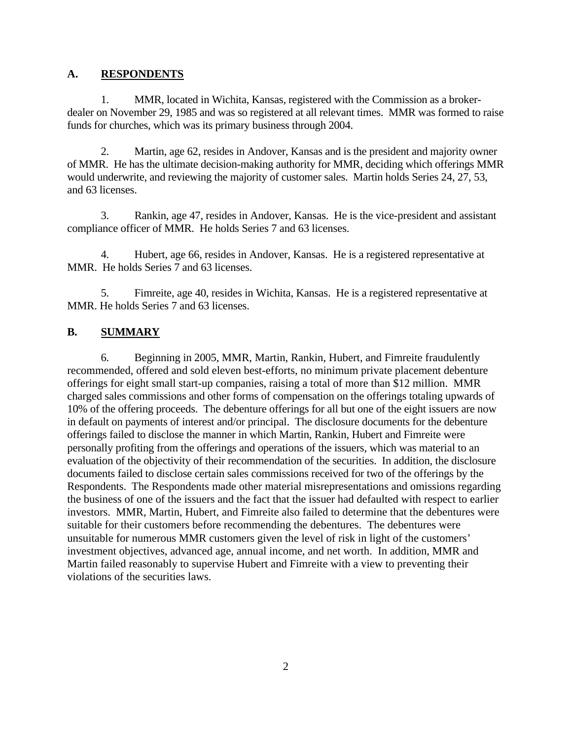## A. RESPONDENTS

1. MMR, located in Wichita, Kansas, registered with the Commission as a broker-dealer on November 29, 1985 and was so registered at all relevant times. MMR was formed to raise funds for churches, which was its primary business through 2004.

2. Martin, age 62, resides in Andover, Kansas and is the president and majority owner of MMR. He has the ultimate decision-making authority for MMR, deciding which offerings MMR would underwrite, and reviewing the majority of customer sales. Martin holds Series 24, 27, 53, and 63 licenses.

3. Rankin, age 47, resides in Andover, Kansas. He is the vice-president and assistant compliance officer of MMR. He holds Series 7 and 63 licenses.

4. Hubert, age 66, resides in Andover, Kansas. He is a registered representative at MMR. He holds Series 7 and 63 licenses.

5. Fimreite, age 40, resides in Wichita, Kansas. He is a registered representative at MMR. He holds Series 7 and 63 licenses.

## B. SUMMARY

6. Beginning in 2005, MMR, Martin, Rankin, Hubert, and Fimreite fraudulently recommended, offered and sold eleven best-efforts, no minimum private placement debenture offerings for eight small start-up companies, raising a total of more than $12 million. MMR charged sales commissions and other forms of compensation on the offerings totaling upwards of 10% of the offering proceeds. The debenture offerings for all but one of the eight issuers are now in default on payments of interest and/or principal. The disclosure documents for the debenture offerings failed to disclose the manner in which Martin, Rankin, Hubert and Fimreite were personally profiting from the offerings and operations of the issuers, which was material to an evaluation of the objectivity of their recommendation of the securities. In addition, the disclosure documents failed to disclose certain sales commissions received for two of the offerings by the Respondents. The Respondents made other material misrepresentations and omissions regarding the business of one of the issuers and the fact that the issuer had defaulted with respect to earlier investors. MMR, Martin, Hubert, and Fimreite also failed to determine that the debentures were suitable for their customers before recommending the debentures. The debentures were unsuitable for numerous MMR customers given the level of risk in light of the customers' investment objectives, advanced age, annual income, and net worth. In addition, MMR and Martin failed reasonably to supervise Hubert and Fimreite with a view to preventing their violations of the securities laws.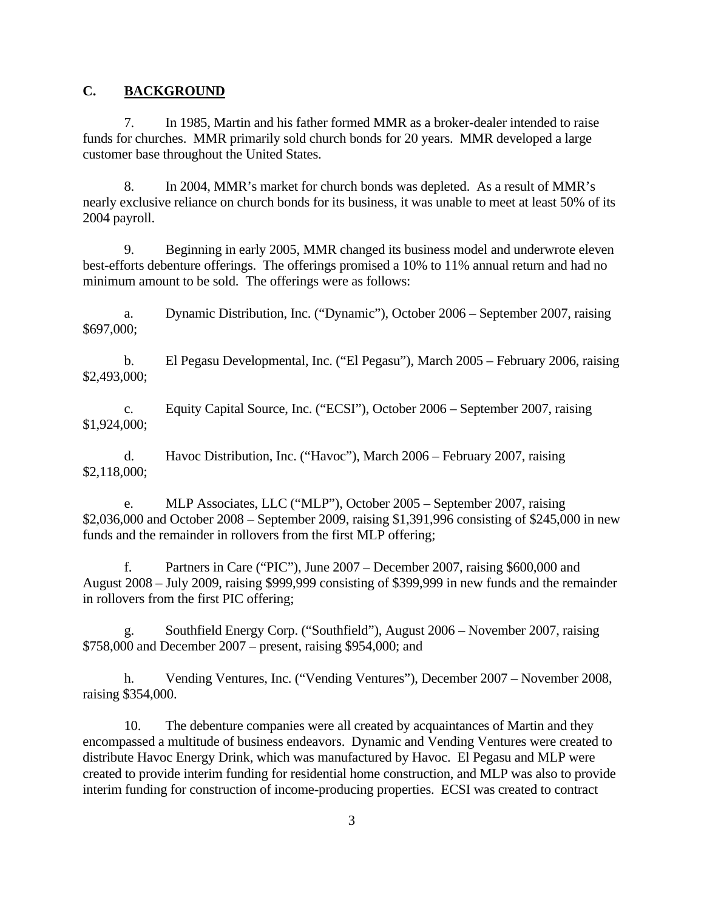## C. BACKGROUND

7. In 1985, Martin and his father formed MMR as a broker-dealer intended to raise funds for churches. MMR primarily sold church bonds for 20 years. MMR developed a large customer base throughout the United States.

8. In 2004, MMR's market for church bonds was depleted. As a result of MMR's nearly exclusive reliance on church bonds for its business, it was unable to meet at least 50% of its 2004 payroll.

9. Beginning in early 2005, MMR changed its business model and underwrote eleven best-efforts debenture offerings. The offerings promised a 10% to 11% annual return and had no minimum amount to be sold. The offerings were as follows:

a. Dynamic Distribution, Inc. ("Dynamic"), October 2006 – September 2007, raising $697,000;

b. El Pegasu Developmental, Inc. ("El Pegasu"), March 2005 – February 2006, raising $2,493,000;

c. Equity Capital Source, Inc. ("ECSI"), October 2006 – September 2007, raising $1,924,000;

d. Havoc Distribution, Inc. ("Havoc"), March 2006 – February 2007, raising $2,118,000;

e. MLP Associates, LLC ("MLP"), October 2005 – September 2007, raising $2,036,000 and October 2008 – September 2009, raising $1,391,996 consisting of $245,000 in new funds and the remainder in rollovers from the first MLP offering;

f. Partners in Care ("PIC"), June 2007 – December 2007, raising $600,000 and August 2008 – July 2009, raising $999,999 consisting of $399,999 in new funds and the remainder in rollovers from the first PIC offering;

g. Southfield Energy Corp. ("Southfield"), August 2006 – November 2007, raising $758,000 and December 2007 – present, raising $954,000; and

h. Vending Ventures, Inc. ("Vending Ventures"), December 2007 – November 2008, raising $354,000.

10. The debenture companies were all created by acquaintances of Martin and they encompassed a multitude of business endeavors. Dynamic and Vending Ventures were created to distribute Havoc Energy Drink, which was manufactured by Havoc. El Pegasu and MLP were created to provide interim funding for residential home construction, and MLP was also to provide interim funding for construction of income-producing properties. ECSI was created to contract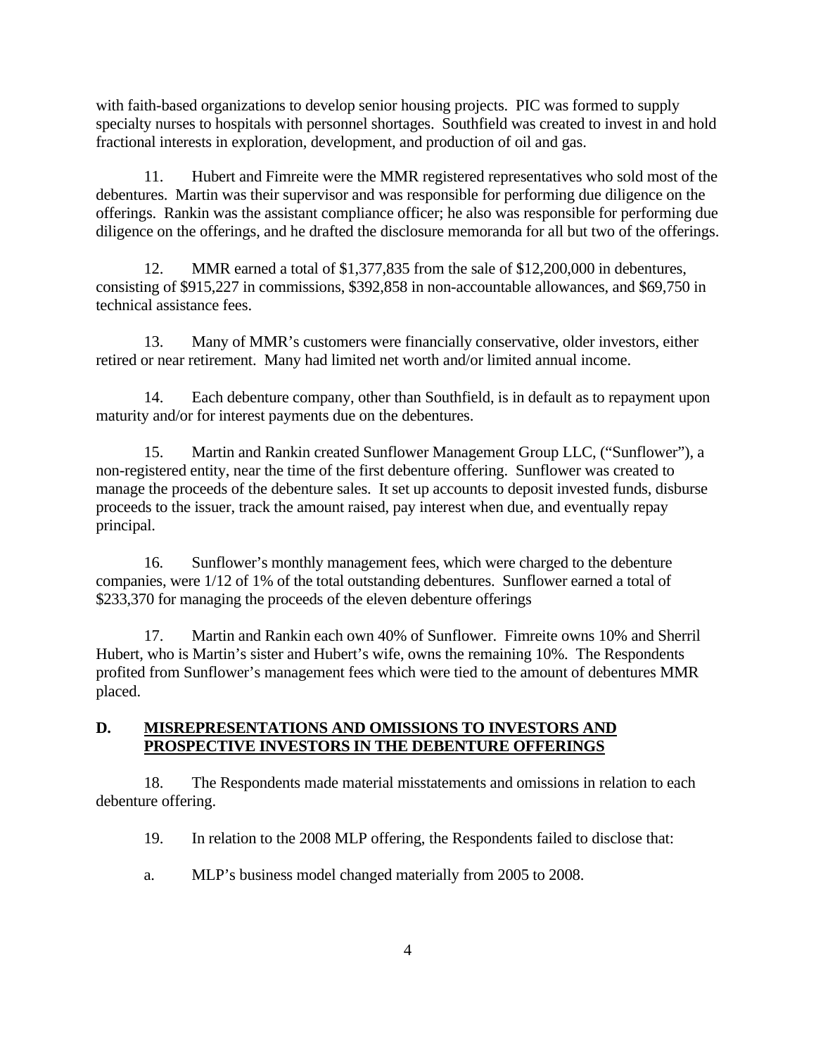with faith-based organizations to develop senior housing projects. PIC was formed to supply specialty nurses to hospitals with personnel shortages. Southfield was created to invest in and hold fractional interests in exploration, development, and production of oil and gas.

11. Hubert and Fimreite were the MMR registered representatives who sold most of the debentures. Martin was their supervisor and was responsible for performing due diligence on the offerings. Rankin was the assistant compliance officer; he also was responsible for performing due diligence on the offerings, and he drafted the disclosure memoranda for all but two of the offerings.

12. MMR earned a total of $1,377,835 from the sale of $12,200,000 in debentures, consisting of $915,227 in commissions, $392,858 in non-accountable allowances, and $69,750 in technical assistance fees.

13. Many of MMR's customers were financially conservative, older investors, either retired or near retirement. Many had limited net worth and/or limited annual income.

14. Each debenture company, other than Southfield, is in default as to repayment upon maturity and/or for interest payments due on the debentures.

15. Martin and Rankin created Sunflower Management Group LLC, ("Sunflower"), a non-registered entity, near the time of the first debenture offering. Sunflower was created to manage the proceeds of the debenture sales. It set up accounts to deposit invested funds, disburse proceeds to the issuer, track the amount raised, pay interest when due, and eventually repay principal.

16. Sunflower's monthly management fees, which were charged to the debenture companies, were 1/12 of 1% of the total outstanding debentures. Sunflower earned a total of $233,370 for managing the proceeds of the eleven debenture offerings

17. Martin and Rankin each own 40% of Sunflower. Fimreite owns 10% and Sherril Hubert, who is Martin's sister and Hubert's wife, owns the remaining 10%. The Respondents profited from Sunflower's management fees which were tied to the amount of debentures MMR placed.

## D. MISREPRESENTATIONS AND OMISSIONS TO INVESTORS AND PROSPECTIVE INVESTORS IN THE DEBENTURE OFFERINGS

18. The Respondents made material misstatements and omissions in relation to each debenture offering.

19. In relation to the 2008 MLP offering, the Respondents failed to disclose that:

a. MLP's business model changed materially from 2005 to 2008.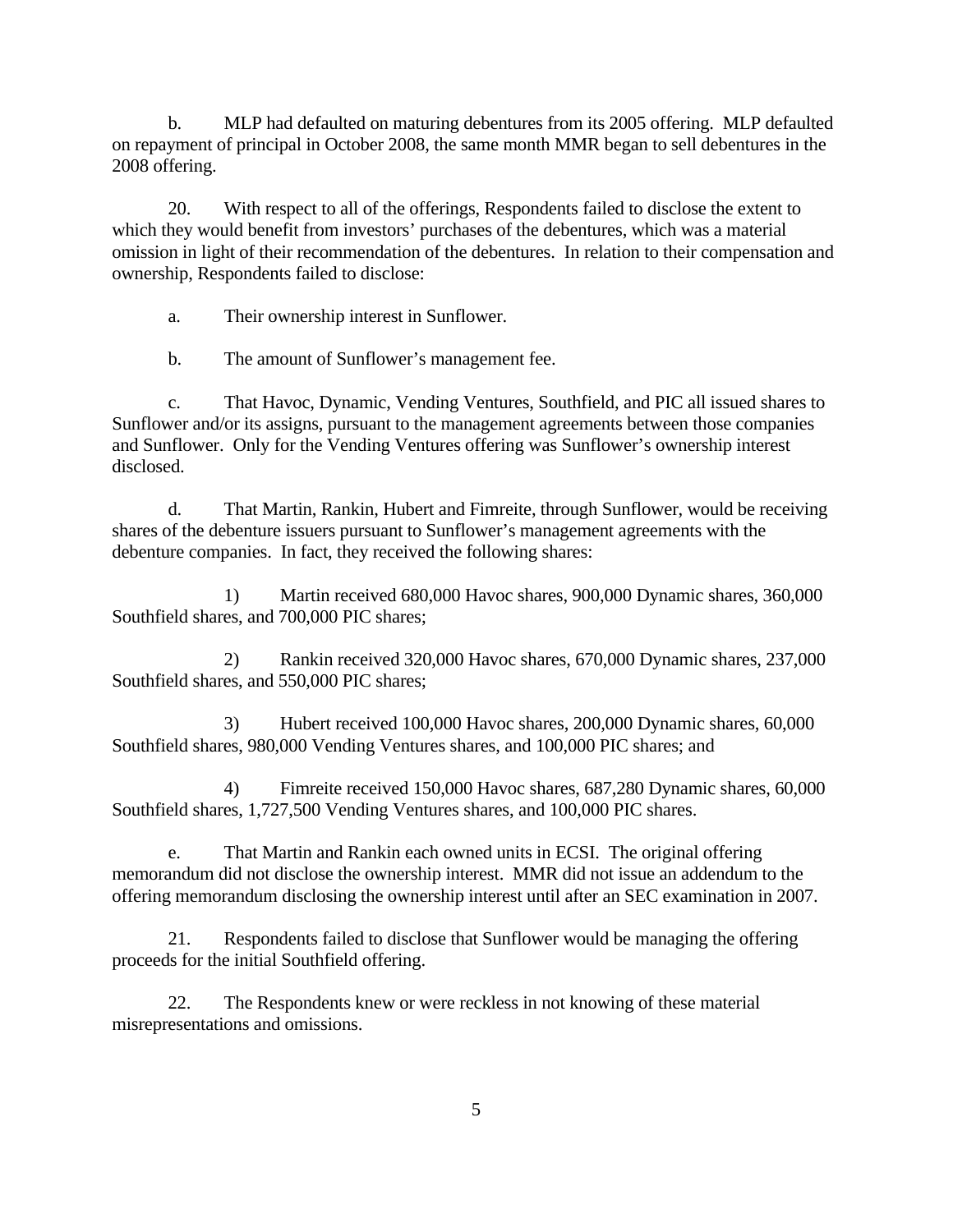b. MLP had defaulted on maturing debentures from its 2005 offering. MLP defaulted on repayment of principal in October 2008, the same month MMR began to sell debentures in the 2008 offering.

20. With respect to all of the offerings, Respondents failed to disclose the extent to which they would benefit from investors' purchases of the debentures, which was a material omission in light of their recommendation of the debentures. In relation to their compensation and ownership, Respondents failed to disclose:

a. Their ownership interest in Sunflower.

b. The amount of Sunflower's management fee.

c. That Havoc, Dynamic, Vending Ventures, Southfield, and PIC all issued shares to Sunflower and/or its assigns, pursuant to the management agreements between those companies and Sunflower. Only for the Vending Ventures offering was Sunflower's ownership interest disclosed.

d. That Martin, Rankin, Hubert and Fimreite, through Sunflower, would be receiving shares of the debenture issuers pursuant to Sunflower's management agreements with the debenture companies. In fact, they received the following shares:

1) Martin received 680,000 Havoc shares, 900,000 Dynamic shares, 360,000 Southfield shares, and 700,000 PIC shares;

2) Rankin received 320,000 Havoc shares, 670,000 Dynamic shares, 237,000 Southfield shares, and 550,000 PIC shares;

3) Hubert received 100,000 Havoc shares, 200,000 Dynamic shares, 60,000 Southfield shares, 980,000 Vending Ventures shares, and 100,000 PIC shares; and

4) Fimreite received 150,000 Havoc shares, 687,280 Dynamic shares, 60,000 Southfield shares, 1,727,500 Vending Ventures shares, and 100,000 PIC shares.

e. That Martin and Rankin each owned units in ECSI. The original offering memorandum did not disclose the ownership interest. MMR did not issue an addendum to the offering memorandum disclosing the ownership interest until after an SEC examination in 2007.

21. Respondents failed to disclose that Sunflower would be managing the offering proceeds for the initial Southfield offering.

22. The Respondents knew or were reckless in not knowing of these material misrepresentations and omissions.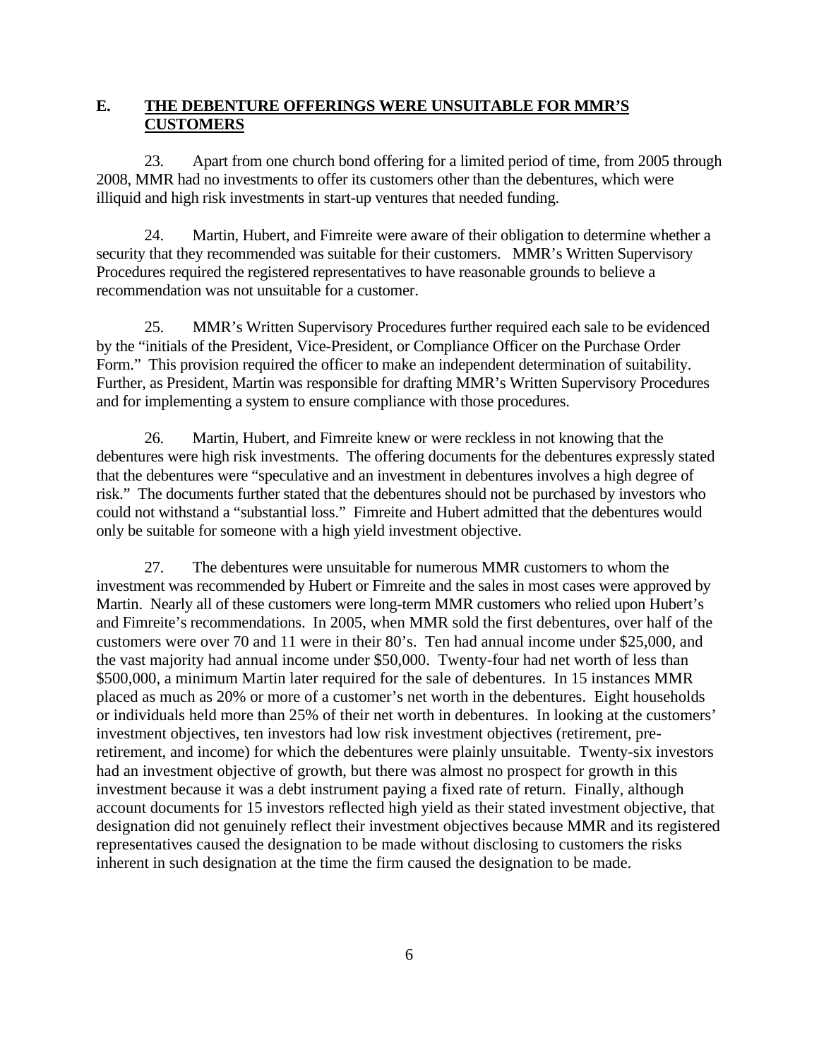## E. THE DEBENTURE OFFERINGS WERE UNSUITABLE FOR MMR'S CUSTOMERS

23. Apart from one church bond offering for a limited period of time, from 2005 through 2008, MMR had no investments to offer its customers other than the debentures, which were illiquid and high risk investments in start-up ventures that needed funding.

24. Martin, Hubert, and Fimreite were aware of their obligation to determine whether a security that they recommended was suitable for their customers. MMR's Written Supervisory Procedures required the registered representatives to have reasonable grounds to believe a recommendation was not unsuitable for a customer.

25. MMR's Written Supervisory Procedures further required each sale to be evidenced by the "initials of the President, Vice-President, or Compliance Officer on the Purchase Order Form." This provision required the officer to make an independent determination of suitability. Further, as President, Martin was responsible for drafting MMR's Written Supervisory Procedures and for implementing a system to ensure compliance with those procedures.

26. Martin, Hubert, and Fimreite knew or were reckless in not knowing that the debentures were high risk investments. The offering documents for the debentures expressly stated that the debentures were "speculative and an investment in debentures involves a high degree of risk." The documents further stated that the debentures should not be purchased by investors who could not withstand a "substantial loss." Fimreite and Hubert admitted that the debentures would only be suitable for someone with a high yield investment objective.

27. The debentures were unsuitable for numerous MMR customers to whom the investment was recommended by Hubert or Fimreite and the sales in most cases were approved by Martin. Nearly all of these customers were long-term MMR customers who relied upon Hubert's and Fimreite's recommendations. In 2005, when MMR sold the first debentures, over half of the customers were over 70 and 11 were in their 80's. Ten had annual income under $25,000, and the vast majority had annual income under $50,000. Twenty-four had net worth of less than $500,000, a minimum Martin later required for the sale of debentures. In 15 instances MMR placed as much as 20% or more of a customer's net worth in the debentures. Eight households or individuals held more than 25% of their net worth in debentures. In looking at the customers' investment objectives, ten investors had low risk investment objectives (retirement, pre-retirement, and income) for which the debentures were plainly unsuitable. Twenty-six investors had an investment objective of growth, but there was almost no prospect for growth in this investment because it was a debt instrument paying a fixed rate of return. Finally, although account documents for 15 investors reflected high yield as their stated investment objective, that designation did not genuinely reflect their investment objectives because MMR and its registered representatives caused the designation to be made without disclosing to customers the risks inherent in such designation at the time the firm caused the designation to be made.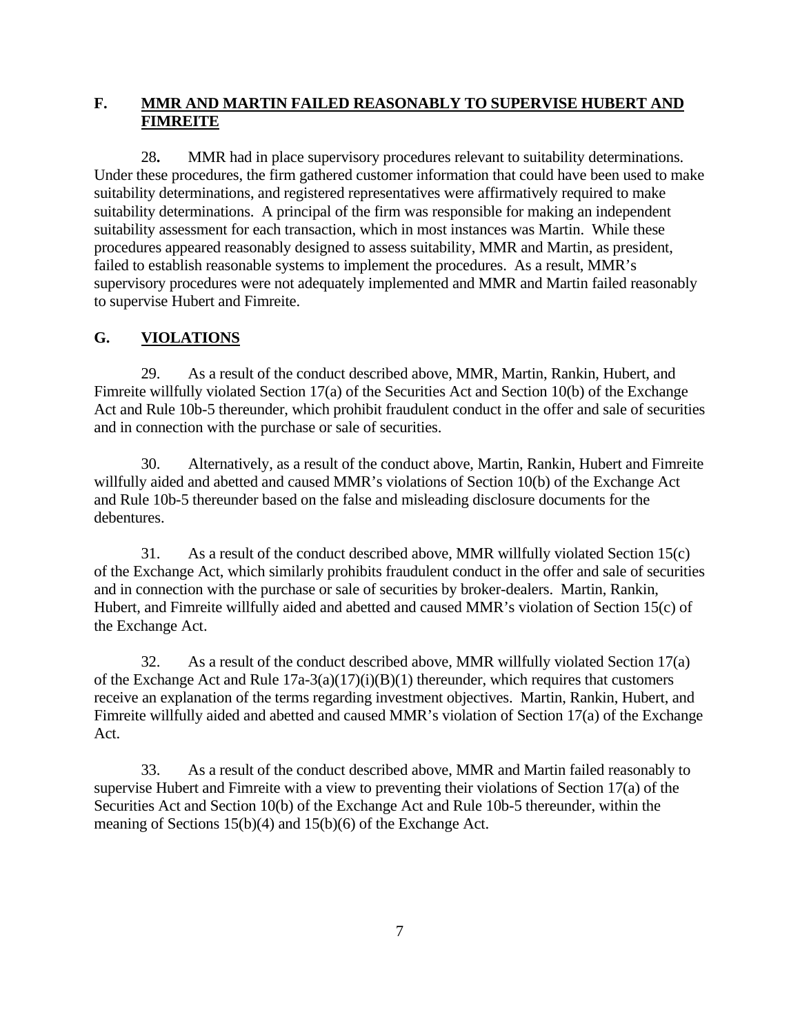## F. <u>MMR AND MARTIN FAILED REASONABLY TO SUPERVISE HUBERT AND FIMREITE</u>

28**.** MMR had in place supervisory procedures relevant to suitability determinations. Under these procedures, the firm gathered customer information that could have been used to make suitability determinations, and registered representatives were affirmatively required to make suitability determinations. A principal of the firm was responsible for making an independent suitability assessment for each transaction, which in most instances was Martin. While these procedures appeared reasonably designed to assess suitability, MMR and Martin, as president, failed to establish reasonable systems to implement the procedures. As a result, MMR's supervisory procedures were not adequately implemented and MMR and Martin failed reasonably to supervise Hubert and Fimreite.

## G. <u>VIOLATIONS</u>

29. As a result of the conduct described above, MMR, Martin, Rankin, Hubert, and Fimreite willfully violated Section 17(a) of the Securities Act and Section 10(b) of the Exchange Act and Rule 10b-5 thereunder, which prohibit fraudulent conduct in the offer and sale of securities and in connection with the purchase or sale of securities.

30. Alternatively, as a result of the conduct above, Martin, Rankin, Hubert and Fimreite willfully aided and abetted and caused MMR's violations of Section 10(b) of the Exchange Act and Rule 10b-5 thereunder based on the false and misleading disclosure documents for the debentures.

31. As a result of the conduct described above, MMR willfully violated Section 15(c) of the Exchange Act, which similarly prohibits fraudulent conduct in the offer and sale of securities and in connection with the purchase or sale of securities by broker-dealers. Martin, Rankin, Hubert, and Fimreite willfully aided and abetted and caused MMR's violation of Section 15(c) of the Exchange Act.

32. As a result of the conduct described above, MMR willfully violated Section 17(a) of the Exchange Act and Rule 17a-3(a)(17)(i)(B)(1) thereunder, which requires that customers receive an explanation of the terms regarding investment objectives. Martin, Rankin, Hubert, and Fimreite willfully aided and abetted and caused MMR's violation of Section 17(a) of the Exchange Act.

33. As a result of the conduct described above, MMR and Martin failed reasonably to supervise Hubert and Fimreite with a view to preventing their violations of Section 17(a) of the Securities Act and Section 10(b) of the Exchange Act and Rule 10b-5 thereunder, within the meaning of Sections 15(b)(4) and 15(b)(6) of the Exchange Act.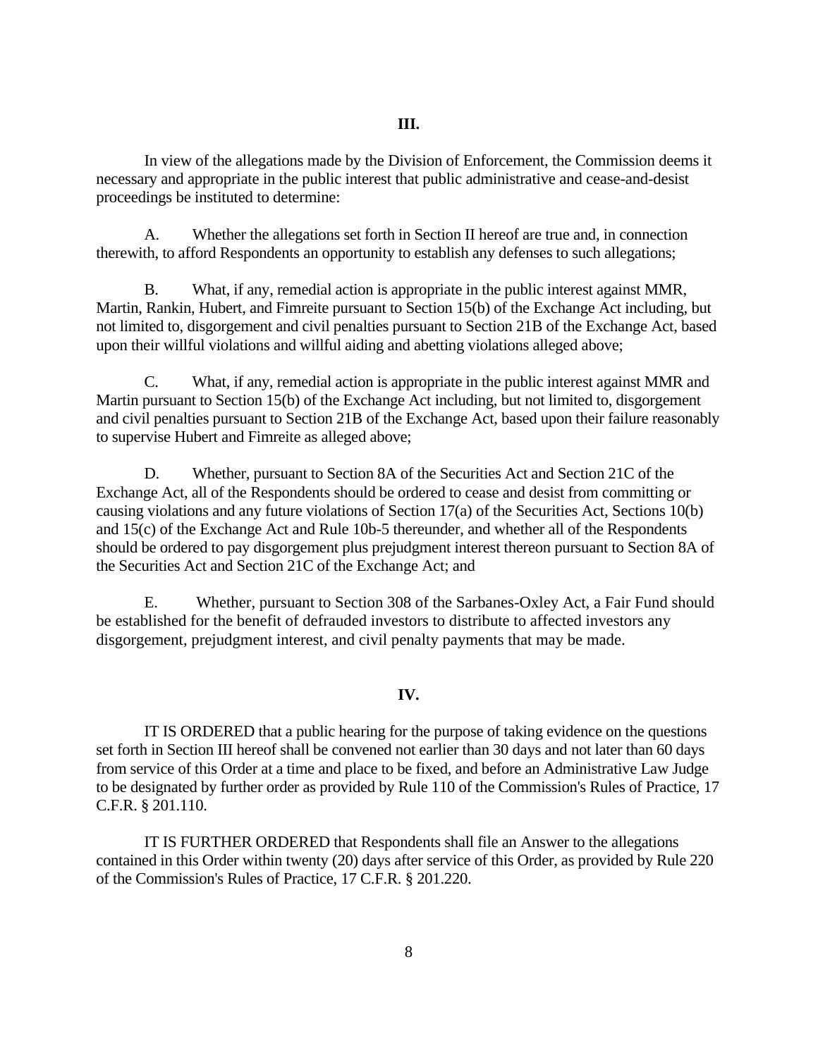## III.

In view of the allegations made by the Division of Enforcement, the Commission deems it necessary and appropriate in the public interest that public administrative and cease-and-desist proceedings be instituted to determine:

A. Whether the allegations set forth in Section II hereof are true and, in connection therewith, to afford Respondents an opportunity to establish any defenses to such allegations;

B. What, if any, remedial action is appropriate in the public interest against MMR, Martin, Rankin, Hubert, and Fimreite pursuant to Section 15(b) of the Exchange Act including, but not limited to, disgorgement and civil penalties pursuant to Section 21B of the Exchange Act, based upon their willful violations and willful aiding and abetting violations alleged above;

C. What, if any, remedial action is appropriate in the public interest against MMR and Martin pursuant to Section 15(b) of the Exchange Act including, but not limited to, disgorgement and civil penalties pursuant to Section 21B of the Exchange Act, based upon their failure reasonably to supervise Hubert and Fimreite as alleged above;

D. Whether, pursuant to Section 8A of the Securities Act and Section 21C of the Exchange Act, all of the Respondents should be ordered to cease and desist from committing or causing violations and any future violations of Section 17(a) of the Securities Act, Sections 10(b) and 15(c) of the Exchange Act and Rule 10b-5 thereunder, and whether all of the Respondents should be ordered to pay disgorgement plus prejudgment interest thereon pursuant to Section 8A of the Securities Act and Section 21C of the Exchange Act; and

E. Whether, pursuant to Section 308 of the Sarbanes-Oxley Act, a Fair Fund should be established for the benefit of defrauded investors to distribute to affected investors any disgorgement, prejudgment interest, and civil penalty payments that may be made.

## IV.

IT IS ORDERED that a public hearing for the purpose of taking evidence on the questions set forth in Section III hereof shall be convened not earlier than 30 days and not later than 60 days from service of this Order at a time and place to be fixed, and before an Administrative Law Judge to be designated by further order as provided by Rule 110 of the Commission's Rules of Practice, 17 C.F.R. § 201.110.

IT IS FURTHER ORDERED that Respondents shall file an Answer to the allegations contained in this Order within twenty (20) days after service of this Order, as provided by Rule 220 of the Commission's Rules of Practice, 17 C.F.R. § 201.220.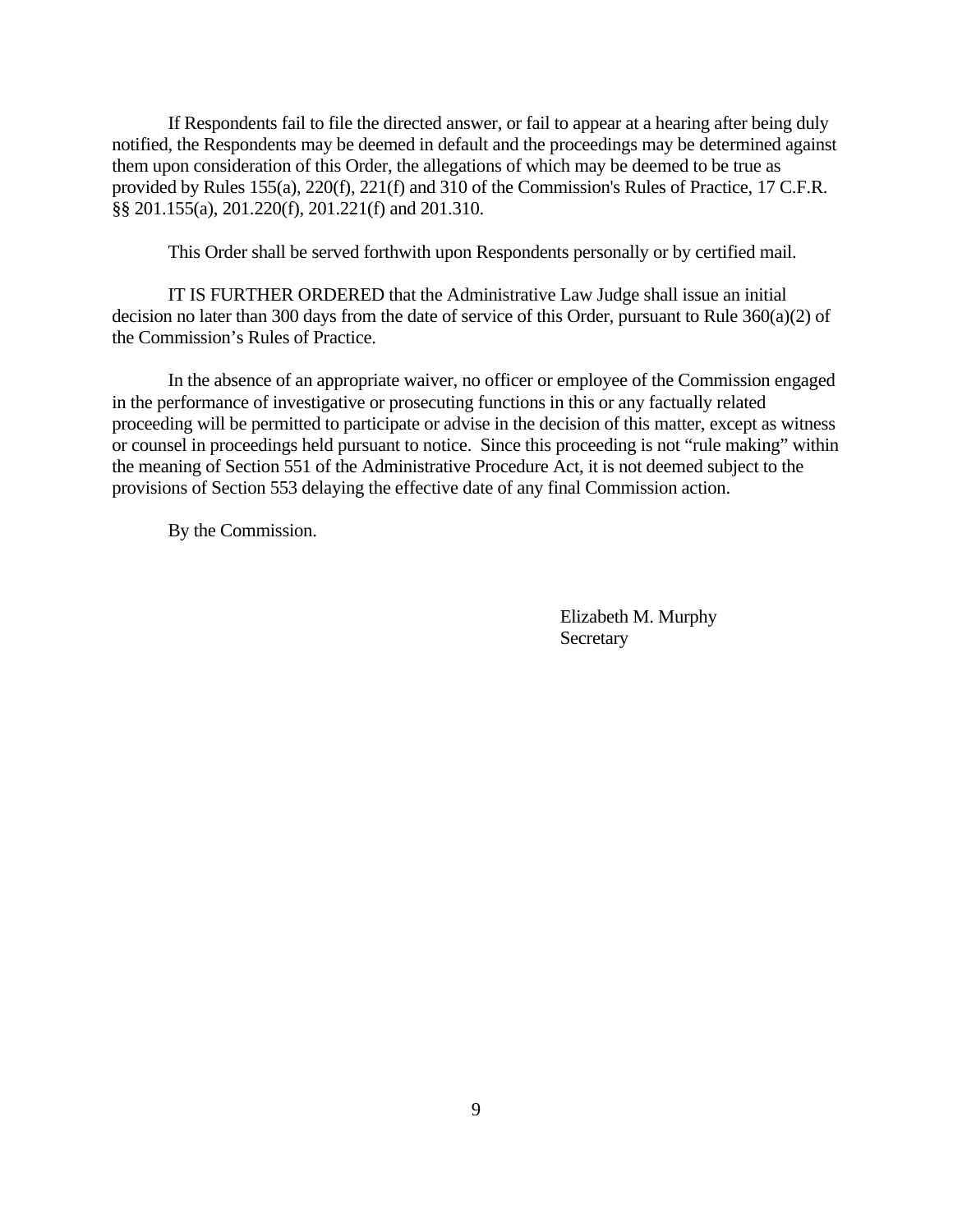If Respondents fail to file the directed answer, or fail to appear at a hearing after being duly notified, the Respondents may be deemed in default and the proceedings may be determined against them upon consideration of this Order, the allegations of which may be deemed to be true as provided by Rules 155(a), 220(f), 221(f) and 310 of the Commission's Rules of Practice, 17 C.F.R. §§ 201.155(a), 201.220(f), 201.221(f) and 201.310.

This Order shall be served forthwith upon Respondents personally or by certified mail.

IT IS FURTHER ORDERED that the Administrative Law Judge shall issue an initial decision no later than 300 days from the date of service of this Order, pursuant to Rule 360(a)(2) of the Commission's Rules of Practice.

In the absence of an appropriate waiver, no officer or employee of the Commission engaged in the performance of investigative or prosecuting functions in this or any factually related proceeding will be permitted to participate or advise in the decision of this matter, except as witness or counsel in proceedings held pursuant to notice. Since this proceeding is not "rule making" within the meaning of Section 551 of the Administrative Procedure Act, it is not deemed subject to the provisions of Section 553 delaying the effective date of any final Commission action.

By the Commission.

Elizabeth M. Murphy
Secretary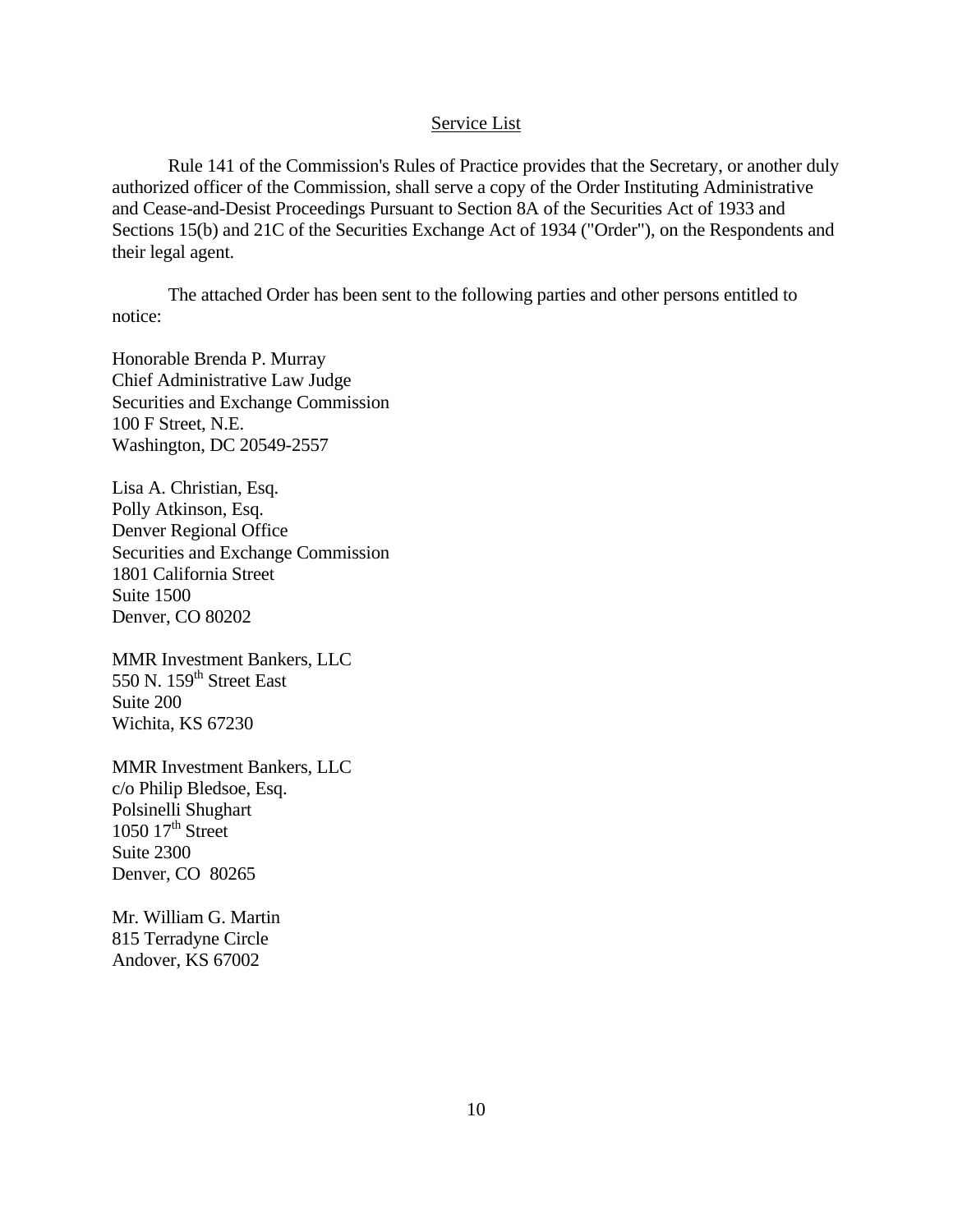## Service List

Rule 141 of the Commission's Rules of Practice provides that the Secretary, or another duly authorized officer of the Commission, shall serve a copy of the Order Instituting Administrative and Cease-and-Desist Proceedings Pursuant to Section 8A of the Securities Act of 1933 and Sections 15(b) and 21C of the Securities Exchange Act of 1934 ("Order"), on the Respondents and their legal agent.

The attached Order has been sent to the following parties and other persons entitled to notice:

Honorable Brenda P. Murray
Chief Administrative Law Judge
Securities and Exchange Commission
100 F Street, N.E.
Washington, DC 20549-2557

Lisa A. Christian, Esq.
Polly Atkinson, Esq.
Denver Regional Office
Securities and Exchange Commission
1801 California Street
Suite 1500
Denver, CO 80202

MMR Investment Bankers, LLC
550 N. 159th Street East
Suite 200
Wichita, KS 67230

MMR Investment Bankers, LLC
c/o Philip Bledsoe, Esq.
Polsinelli Shughart
1050 17th Street
Suite 2300
Denver, CO 80265

Mr. William G. Martin
815 Terradyne Circle
Andover, KS 67002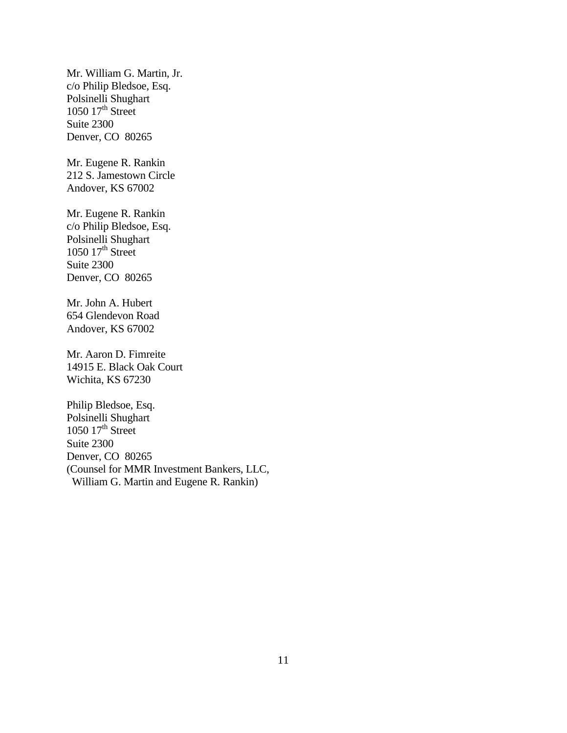Mr. William G. Martin, Jr.
c/o Philip Bledsoe, Esq.
Polsinelli Shughart
1050 17th Street
Suite 2300
Denver, CO 80265

Mr. Eugene R. Rankin
212 S. Jamestown Circle
Andover, KS 67002

Mr. Eugene R. Rankin
c/o Philip Bledsoe, Esq.
Polsinelli Shughart
1050 17th Street
Suite 2300
Denver, CO 80265

Mr. John A. Hubert
654 Glendevon Road
Andover, KS 67002

Mr. Aaron D. Fimreite
14915 E. Black Oak Court
Wichita, KS 67230

Philip Bledsoe, Esq.
Polsinelli Shughart
1050 17th Street
Suite 2300
Denver, CO 80265
(Counsel for MMR Investment Bankers, LLC,
William G. Martin and Eugene R. Rankin)